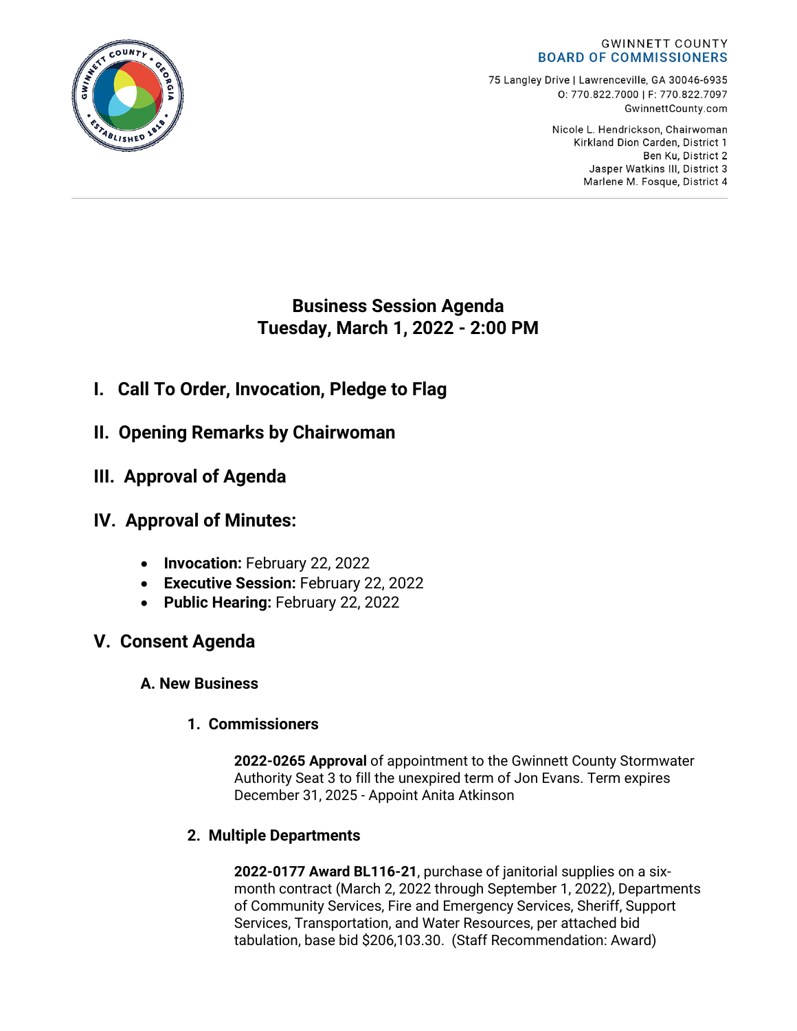GWINNETT COUNTY
BOARD OF COMMISSIONERS

75 Langley Drive | Lawrenceville, GA 30046-6935
O: 770.822.7000 | F: 770.822.7097
GwinnettCounty.com

Nicole L. Hendrickson, Chairwoman
Kirkland Dion Carden, District 1
Ben Ku, District 2
Jasper Watkins III, District 3
Marlene M. Fosque, District 4

# Business Session Agenda
# Tuesday, March 1, 2022 - 2:00 PM

## I. Call To Order, Invocation, Pledge to Flag

## II. Opening Remarks by Chairwoman

## III. Approval of Agenda

## IV. Approval of Minutes:

- **Invocation:** February 22, 2022
- **Executive Session:** February 22, 2022
- **Public Hearing:** February 22, 2022

## V. Consent Agenda

### A. New Business

#### 1. Commissioners

**2022-0265 Approval** of appointment to the Gwinnett County Stormwater Authority Seat 3 to fill the unexpired term of Jon Evans. Term expires December 31, 2025 - Appoint Anita Atkinson

#### 2. Multiple Departments

**2022-0177 Award BL116-21**, purchase of janitorial supplies on a six-month contract (March 2, 2022 through September 1, 2022), Departments of Community Services, Fire and Emergency Services, Sheriff, Support Services, Transportation, and Water Resources, per attached bid tabulation, base bid $206,103.30. (Staff Recommendation: Award)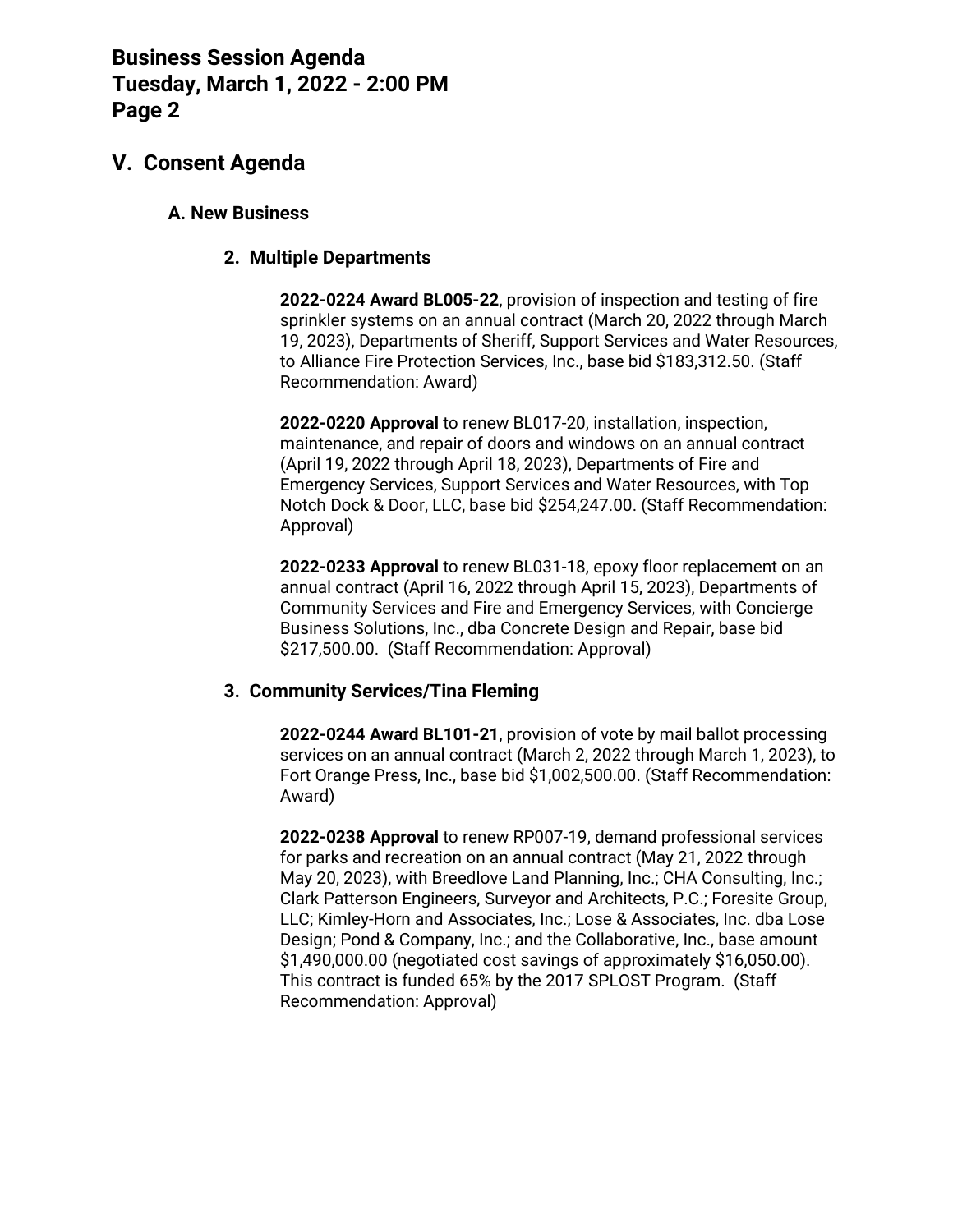## V. Consent Agenda

### A. New Business

#### 2. Multiple Departments

**2022-0224 Award BL005-22**, provision of inspection and testing of fire sprinkler systems on an annual contract (March 20, 2022 through March 19, 2023), Departments of Sheriff, Support Services and Water Resources, to Alliance Fire Protection Services, Inc., base bid $183,312.50. (Staff Recommendation: Award)

**2022-0220 Approval** to renew BL017-20, installation, inspection, maintenance, and repair of doors and windows on an annual contract (April 19, 2022 through April 18, 2023), Departments of Fire and Emergency Services, Support Services and Water Resources, with Top Notch Dock & Door, LLC, base bid $254,247.00. (Staff Recommendation: Approval)

**2022-0233 Approval** to renew BL031-18, epoxy floor replacement on an annual contract (April 16, 2022 through April 15, 2023), Departments of Community Services and Fire and Emergency Services, with Concierge Business Solutions, Inc., dba Concrete Design and Repair, base bid $217,500.00. (Staff Recommendation: Approval)

#### 3. Community Services/Tina Fleming

**2022-0244 Award BL101-21**, provision of vote by mail ballot processing services on an annual contract (March 2, 2022 through March 1, 2023), to Fort Orange Press, Inc., base bid $1,002,500.00. (Staff Recommendation: Award)

**2022-0238 Approval** to renew RP007-19, demand professional services for parks and recreation on an annual contract (May 21, 2022 through May 20, 2023), with Breedlove Land Planning, Inc.; CHA Consulting, Inc.; Clark Patterson Engineers, Surveyor and Architects, P.C.; Foresite Group, LLC; Kimley-Horn and Associates, Inc.; Lose & Associates, Inc. dba Lose Design; Pond & Company, Inc.; and the Collaborative, Inc., base amount $1,490,000.00 (negotiated cost savings of approximately $16,050.00). This contract is funded 65% by the 2017 SPLOST Program. (Staff Recommendation: Approval)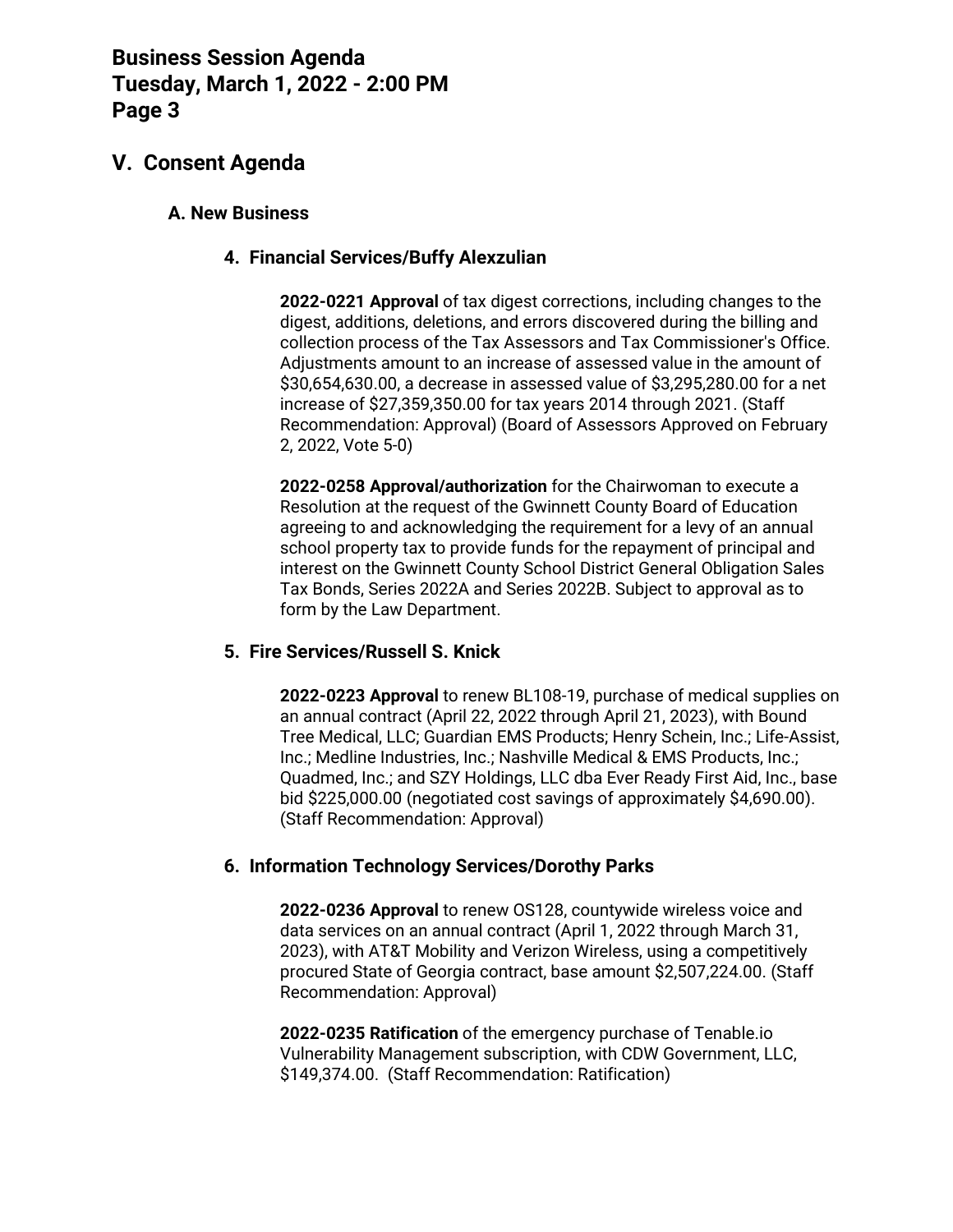# V. Consent Agenda

## A. New Business

### 4. Financial Services/Buffy Alexzulian

**2022-0221 Approval** of tax digest corrections, including changes to the digest, additions, deletions, and errors discovered during the billing and collection process of the Tax Assessors and Tax Commissioner's Office. Adjustments amount to an increase of assessed value in the amount of $30,654,630.00, a decrease in assessed value of $3,295,280.00 for a net increase of $27,359,350.00 for tax years 2014 through 2021. (Staff Recommendation: Approval) (Board of Assessors Approved on February 2, 2022, Vote 5-0)

**2022-0258 Approval/authorization** for the Chairwoman to execute a Resolution at the request of the Gwinnett County Board of Education agreeing to and acknowledging the requirement for a levy of an annual school property tax to provide funds for the repayment of principal and interest on the Gwinnett County School District General Obligation Sales Tax Bonds, Series 2022A and Series 2022B. Subject to approval as to form by the Law Department.

### 5. Fire Services/Russell S. Knick

**2022-0223 Approval** to renew BL108-19, purchase of medical supplies on an annual contract (April 22, 2022 through April 21, 2023), with Bound Tree Medical, LLC; Guardian EMS Products; Henry Schein, Inc.; Life-Assist, Inc.; Medline Industries, Inc.; Nashville Medical & EMS Products, Inc.; Quadmed, Inc.; and SZY Holdings, LLC dba Ever Ready First Aid, Inc., base bid $225,000.00 (negotiated cost savings of approximately $4,690.00). (Staff Recommendation: Approval)

### 6. Information Technology Services/Dorothy Parks

**2022-0236 Approval** to renew OS128, countywide wireless voice and data services on an annual contract (April 1, 2022 through March 31, 2023), with AT&T Mobility and Verizon Wireless, using a competitively procured State of Georgia contract, base amount $2,507,224.00. (Staff Recommendation: Approval)

**2022-0235 Ratification** of the emergency purchase of Tenable.io Vulnerability Management subscription, with CDW Government, LLC, $149,374.00. (Staff Recommendation: Ratification)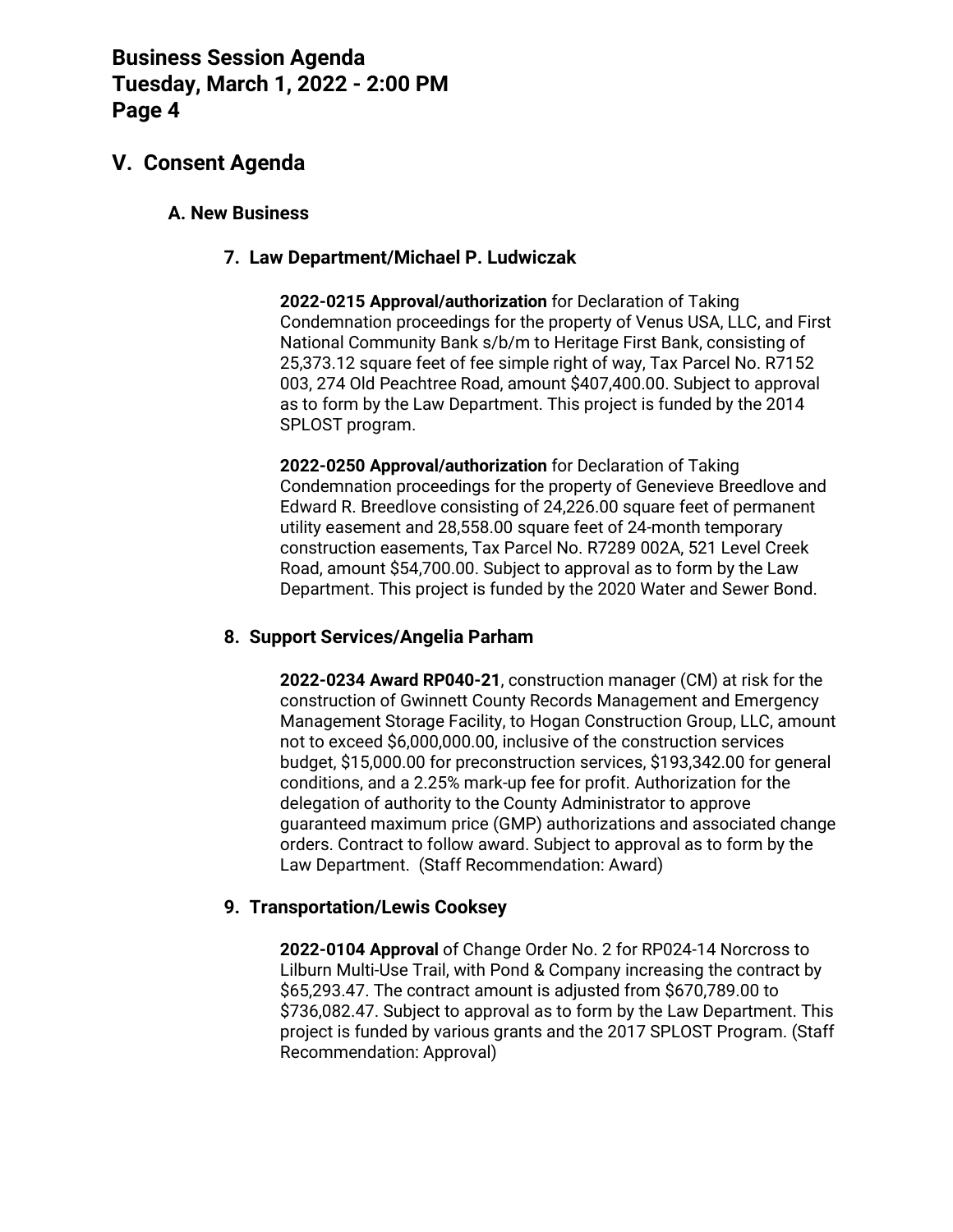## V. Consent Agenda

### A. New Business

#### 7. Law Department/Michael P. Ludwiczak

**2022-0215 Approval/authorization** for Declaration of Taking Condemnation proceedings for the property of Venus USA, LLC, and First National Community Bank s/b/m to Heritage First Bank, consisting of 25,373.12 square feet of fee simple right of way, Tax Parcel No. R7152 003, 274 Old Peachtree Road, amount $407,400.00. Subject to approval as to form by the Law Department. This project is funded by the 2014 SPLOST program.

**2022-0250 Approval/authorization** for Declaration of Taking Condemnation proceedings for the property of Genevieve Breedlove and Edward R. Breedlove consisting of 24,226.00 square feet of permanent utility easement and 28,558.00 square feet of 24-month temporary construction easements, Tax Parcel No. R7289 002A, 521 Level Creek Road, amount $54,700.00. Subject to approval as to form by the Law Department. This project is funded by the 2020 Water and Sewer Bond.

#### 8. Support Services/Angelia Parham

**2022-0234 Award RP040-21**, construction manager (CM) at risk for the construction of Gwinnett County Records Management and Emergency Management Storage Facility, to Hogan Construction Group, LLC, amount not to exceed $6,000,000.00, inclusive of the construction services budget, $15,000.00 for preconstruction services, $193,342.00 for general conditions, and a 2.25% mark-up fee for profit. Authorization for the delegation of authority to the County Administrator to approve guaranteed maximum price (GMP) authorizations and associated change orders. Contract to follow award. Subject to approval as to form by the Law Department. (Staff Recommendation: Award)

#### 9. Transportation/Lewis Cooksey

**2022-0104 Approval** of Change Order No. 2 for RP024-14 Norcross to Lilburn Multi-Use Trail, with Pond & Company increasing the contract by $65,293.47. The contract amount is adjusted from $670,789.00 to $736,082.47. Subject to approval as to form by the Law Department. This project is funded by various grants and the 2017 SPLOST Program. (Staff Recommendation: Approval)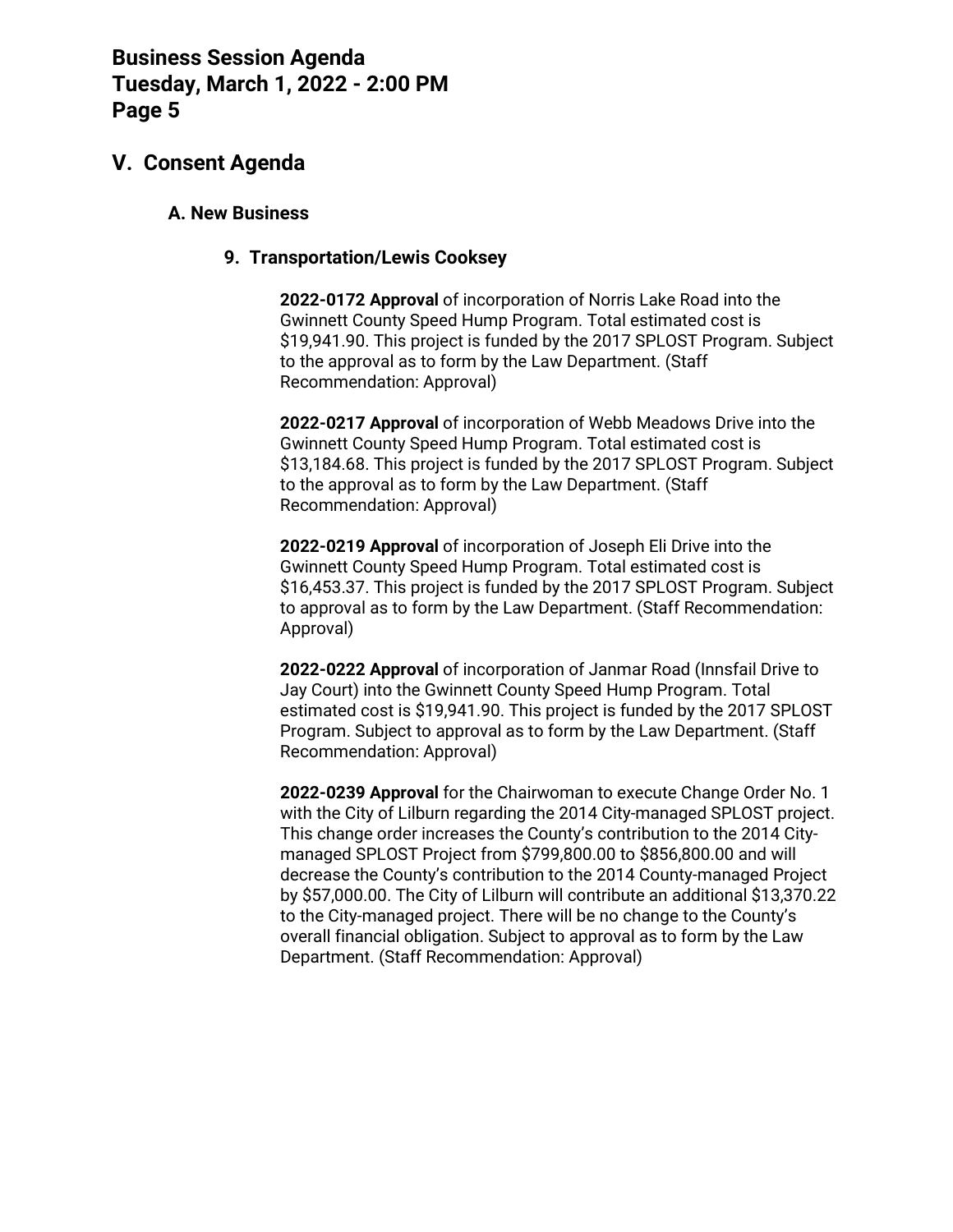## V. Consent Agenda

### A. New Business

#### 9. Transportation/Lewis Cooksey

**2022-0172 Approval** of incorporation of Norris Lake Road into the Gwinnett County Speed Hump Program. Total estimated cost is $19,941.90. This project is funded by the 2017 SPLOST Program. Subject to the approval as to form by the Law Department. (Staff Recommendation: Approval)

**2022-0217 Approval** of incorporation of Webb Meadows Drive into the Gwinnett County Speed Hump Program. Total estimated cost is $13,184.68. This project is funded by the 2017 SPLOST Program. Subject to the approval as to form by the Law Department. (Staff Recommendation: Approval)

**2022-0219 Approval** of incorporation of Joseph Eli Drive into the Gwinnett County Speed Hump Program. Total estimated cost is $16,453.37. This project is funded by the 2017 SPLOST Program. Subject to approval as to form by the Law Department. (Staff Recommendation: Approval)

**2022-0222 Approval** of incorporation of Janmar Road (Innsfail Drive to Jay Court) into the Gwinnett County Speed Hump Program. Total estimated cost is $19,941.90. This project is funded by the 2017 SPLOST Program. Subject to approval as to form by the Law Department. (Staff Recommendation: Approval)

**2022-0239 Approval** for the Chairwoman to execute Change Order No. 1 with the City of Lilburn regarding the 2014 City-managed SPLOST project. This change order increases the County's contribution to the 2014 City-managed SPLOST Project from $799,800.00 to $856,800.00 and will decrease the County's contribution to the 2014 County-managed Project by $57,000.00. The City of Lilburn will contribute an additional $13,370.22 to the City-managed project. There will be no change to the County's overall financial obligation. Subject to approval as to form by the Law Department. (Staff Recommendation: Approval)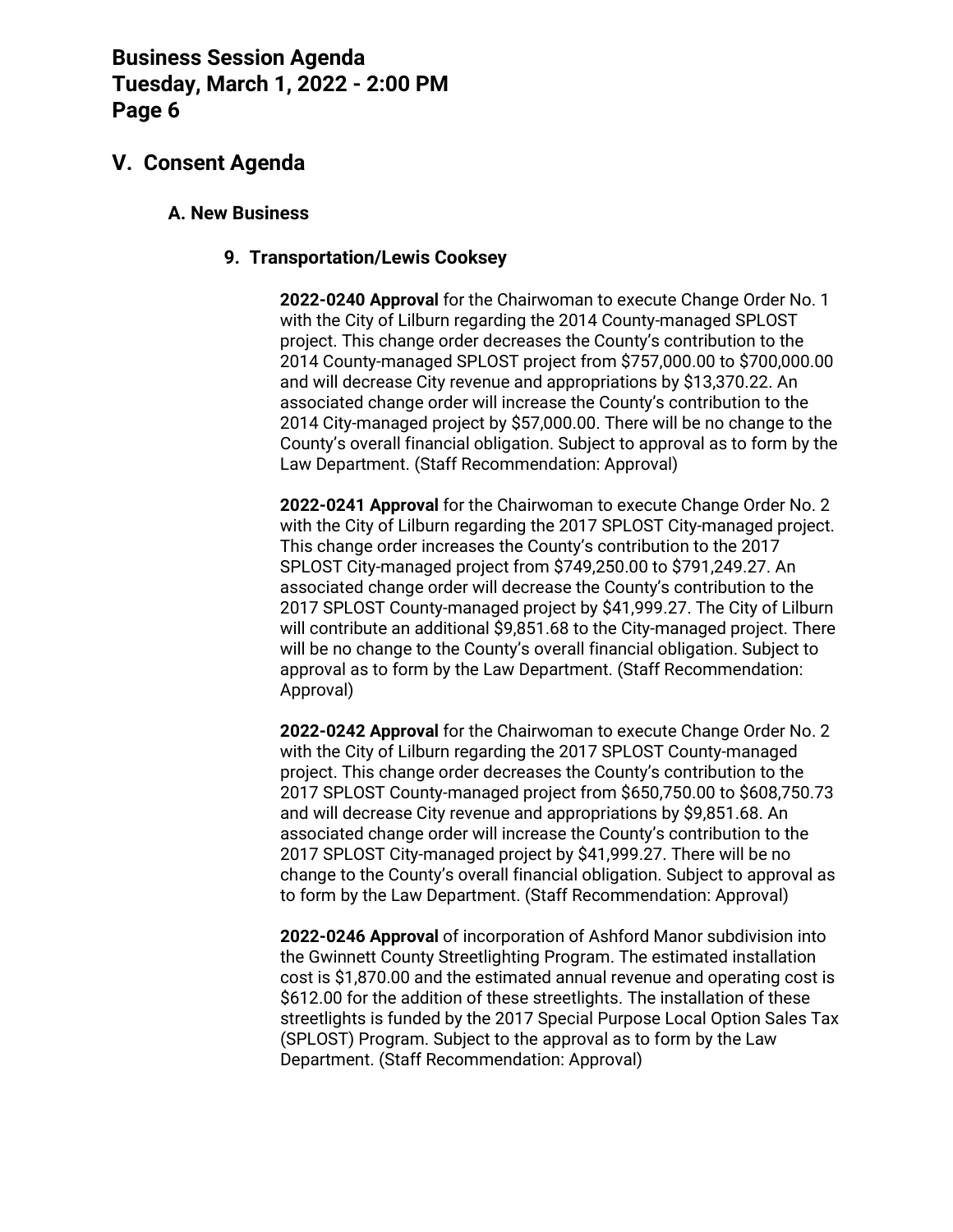## V. Consent Agenda

### A. New Business

#### 9. Transportation/Lewis Cooksey

**2022-0240 Approval** for the Chairwoman to execute Change Order No. 1 with the City of Lilburn regarding the 2014 County-managed SPLOST project. This change order decreases the County's contribution to the 2014 County-managed SPLOST project from $757,000.00 to $700,000.00 and will decrease City revenue and appropriations by $13,370.22. An associated change order will increase the County's contribution to the 2014 City-managed project by $57,000.00. There will be no change to the County's overall financial obligation. Subject to approval as to form by the Law Department. (Staff Recommendation: Approval)

**2022-0241 Approval** for the Chairwoman to execute Change Order No. 2 with the City of Lilburn regarding the 2017 SPLOST City-managed project. This change order increases the County's contribution to the 2017 SPLOST City-managed project from $749,250.00 to $791,249.27. An associated change order will decrease the County's contribution to the 2017 SPLOST County-managed project by $41,999.27. The City of Lilburn will contribute an additional $9,851.68 to the City-managed project. There will be no change to the County's overall financial obligation. Subject to approval as to form by the Law Department. (Staff Recommendation: Approval)

**2022-0242 Approval** for the Chairwoman to execute Change Order No. 2 with the City of Lilburn regarding the 2017 SPLOST County-managed project. This change order decreases the County's contribution to the 2017 SPLOST County-managed project from $650,750.00 to $608,750.73 and will decrease City revenue and appropriations by $9,851.68. An associated change order will increase the County's contribution to the 2017 SPLOST City-managed project by $41,999.27. There will be no change to the County's overall financial obligation. Subject to approval as to form by the Law Department. (Staff Recommendation: Approval)

**2022-0246 Approval** of incorporation of Ashford Manor subdivision into the Gwinnett County Streetlighting Program. The estimated installation cost is $1,870.00 and the estimated annual revenue and operating cost is $612.00 for the addition of these streetlights. The installation of these streetlights is funded by the 2017 Special Purpose Local Option Sales Tax (SPLOST) Program. Subject to the approval as to form by the Law Department. (Staff Recommendation: Approval)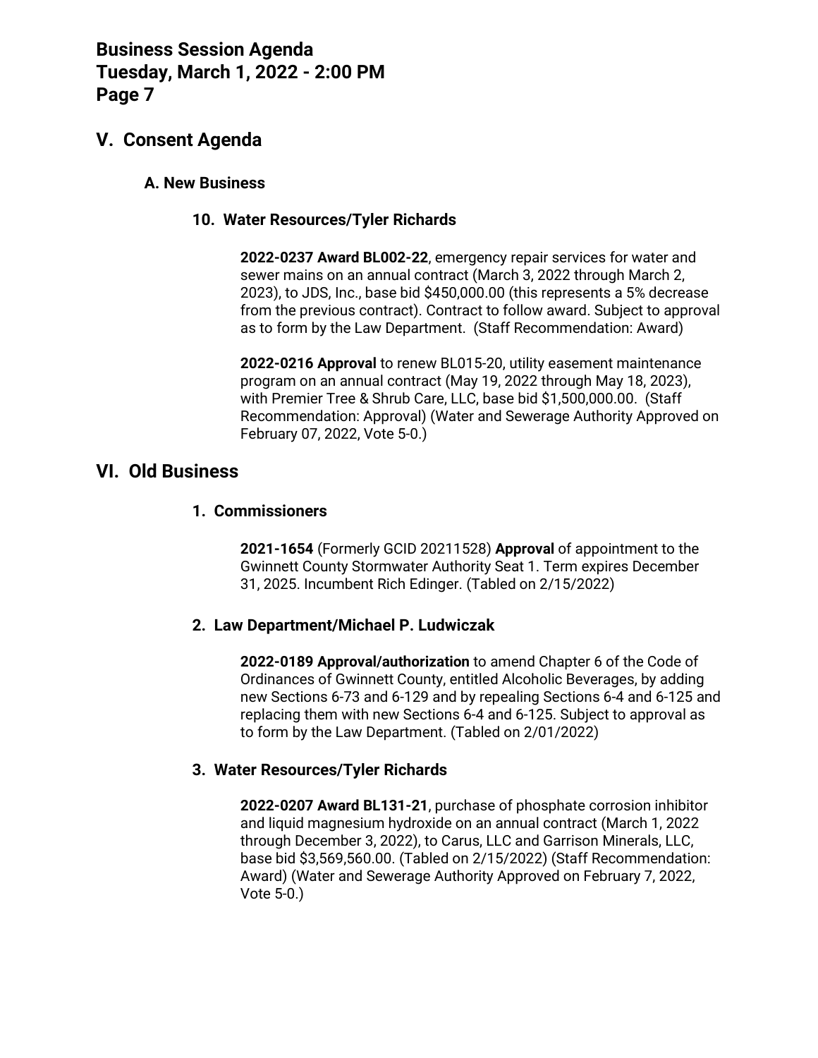## V. Consent Agenda

### A. New Business

#### 10. Water Resources/Tyler Richards

**2022-0237 Award BL002-22**, emergency repair services for water and sewer mains on an annual contract (March 3, 2022 through March 2, 2023), to JDS, Inc., base bid $450,000.00 (this represents a 5% decrease from the previous contract). Contract to follow award. Subject to approval as to form by the Law Department. (Staff Recommendation: Award)

**2022-0216 Approval** to renew BL015-20, utility easement maintenance program on an annual contract (May 19, 2022 through May 18, 2023), with Premier Tree & Shrub Care, LLC, base bid $1,500,000.00. (Staff Recommendation: Approval) (Water and Sewerage Authority Approved on February 07, 2022, Vote 5-0.)

## VI. Old Business

#### 1. Commissioners

**2021-1654** (Formerly GCID 20211528) **Approval** of appointment to the Gwinnett County Stormwater Authority Seat 1. Term expires December 31, 2025. Incumbent Rich Edinger. (Tabled on 2/15/2022)

#### 2. Law Department/Michael P. Ludwiczak

**2022-0189 Approval/authorization** to amend Chapter 6 of the Code of Ordinances of Gwinnett County, entitled Alcoholic Beverages, by adding new Sections 6-73 and 6-129 and by repealing Sections 6-4 and 6-125 and replacing them with new Sections 6-4 and 6-125. Subject to approval as to form by the Law Department. (Tabled on 2/01/2022)

#### 3. Water Resources/Tyler Richards

**2022-0207 Award BL131-21**, purchase of phosphate corrosion inhibitor and liquid magnesium hydroxide on an annual contract (March 1, 2022 through December 3, 2022), to Carus, LLC and Garrison Minerals, LLC, base bid $3,569,560.00. (Tabled on 2/15/2022) (Staff Recommendation: Award) (Water and Sewerage Authority Approved on February 7, 2022, Vote 5-0.)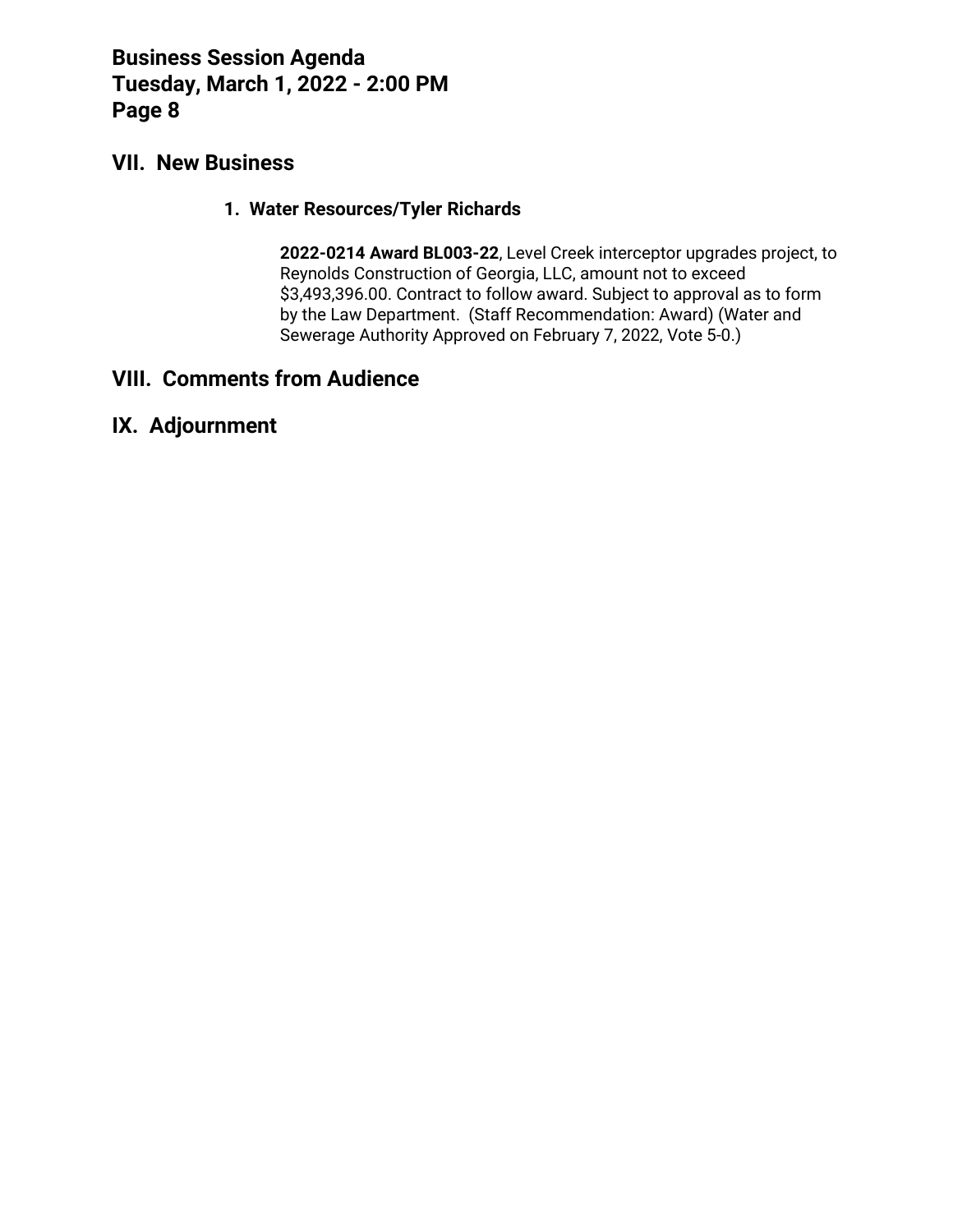## VII. New Business

### 1. Water Resources/Tyler Richards

**2022-0214 Award BL003-22**, Level Creek interceptor upgrades project, to Reynolds Construction of Georgia, LLC, amount not to exceed $3,493,396.00. Contract to follow award. Subject to approval as to form by the Law Department. (Staff Recommendation: Award) (Water and Sewerage Authority Approved on February 7, 2022, Vote 5-0.)

## VIII. Comments from Audience

## IX. Adjournment